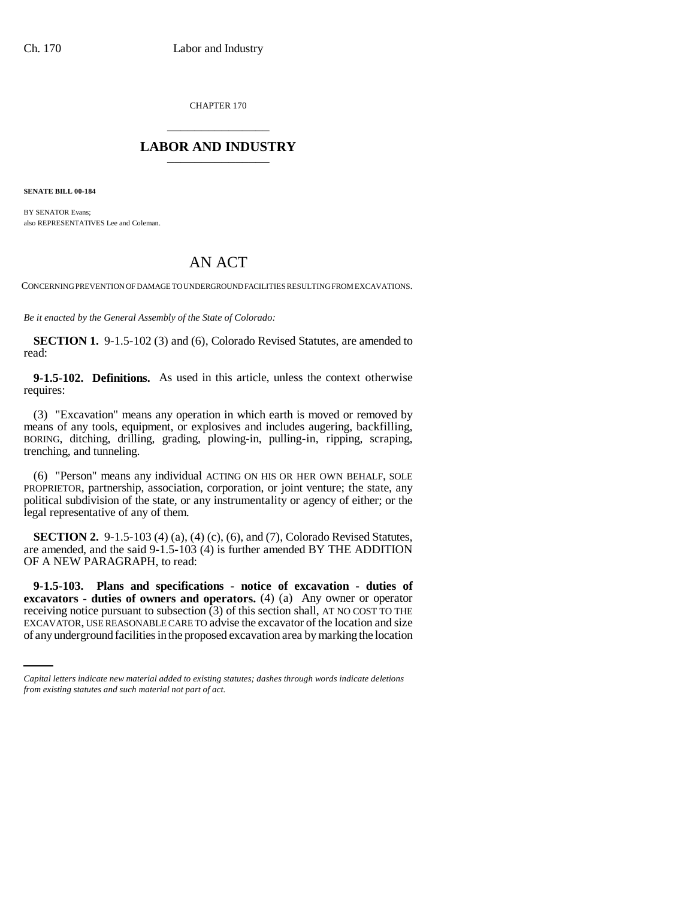CHAPTER 170

---

# LABOR AND INDUSTRY

---

**SENATE BILL 00-184**

BY SENATOR Evans;
also REPRESENTATIVES Lee and Coleman.

# AN ACT

CONCERNING PREVENTION OF DAMAGE TO UNDERGROUND FACILITIES RESULTING FROM EXCAVATIONS.

*Be it enacted by the General Assembly of the State of Colorado:*

**SECTION 1.** 9-1.5-102 (3) and (6), Colorado Revised Statutes, are amended to read:

**9-1.5-102. Definitions.** As used in this article, unless the context otherwise requires:

(3) "Excavation" means any operation in which earth is moved or removed by means of any tools, equipment, or explosives and includes augering, backfilling, BORING, ditching, drilling, grading, plowing-in, pulling-in, ripping, scraping, trenching, and tunneling.

(6) "Person" means any individual ACTING ON HIS OR HER OWN BEHALF, SOLE PROPRIETOR, partnership, association, corporation, or joint venture; the state, any political subdivision of the state, or any instrumentality or agency of either; or the legal representative of any of them.

**SECTION 2.** 9-1.5-103 (4) (a), (4) (c), (6), and (7), Colorado Revised Statutes, are amended, and the said 9-1.5-103 (4) is further amended BY THE ADDITION OF A NEW PARAGRAPH, to read:

**9-1.5-103. Plans and specifications - notice of excavation - duties of excavators - duties of owners and operators.** (4) (a) Any owner or operator receiving notice pursuant to subsection (3) of this section shall, AT NO COST TO THE EXCAVATOR, USE REASONABLE CARE TO advise the excavator of the location and size of any underground facilities in the proposed excavation area by marking the location

*Capital letters indicate new material added to existing statutes; dashes through words indicate deletions from existing statutes and such material not part of act.*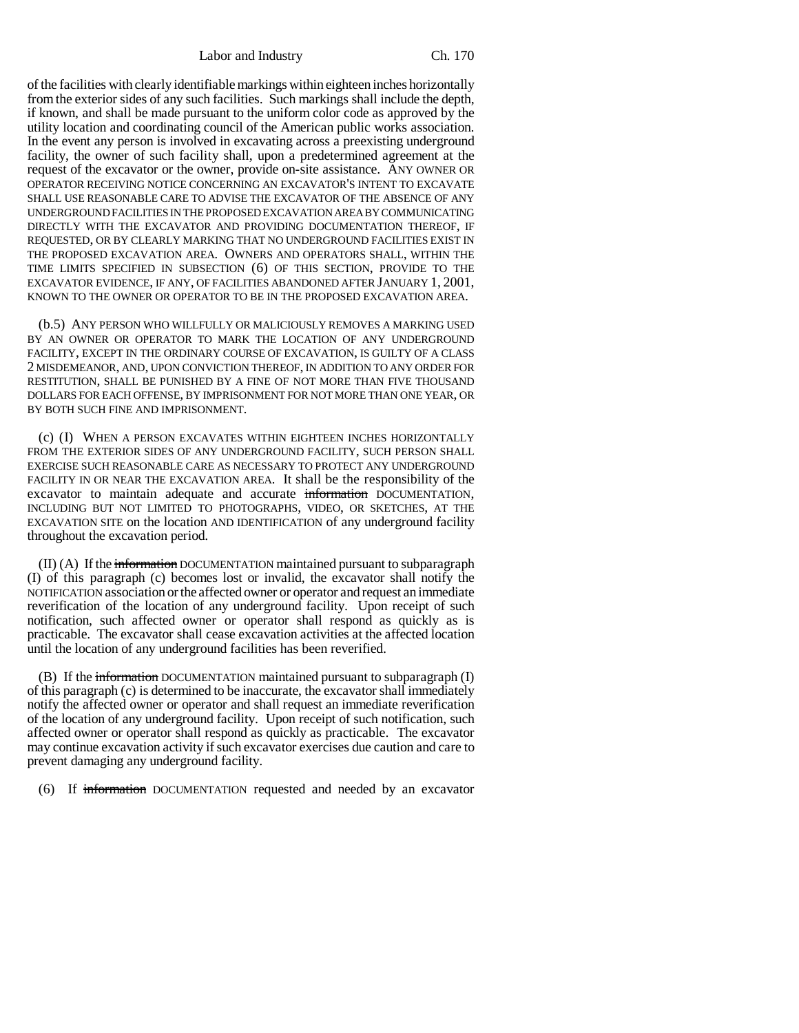of the facilities with clearly identifiable markings within eighteen inches horizontally from the exterior sides of any such facilities. Such markings shall include the depth, if known, and shall be made pursuant to the uniform color code as approved by the utility location and coordinating council of the American public works association. In the event any person is involved in excavating across a preexisting underground facility, the owner of such facility shall, upon a predetermined agreement at the request of the excavator or the owner, provide on-site assistance. ANY OWNER OR OPERATOR RECEIVING NOTICE CONCERNING AN EXCAVATOR'S INTENT TO EXCAVATE SHALL USE REASONABLE CARE TO ADVISE THE EXCAVATOR OF THE ABSENCE OF ANY UNDERGROUND FACILITIES IN THE PROPOSED EXCAVATION AREA BY COMMUNICATING DIRECTLY WITH THE EXCAVATOR AND PROVIDING DOCUMENTATION THEREOF, IF REQUESTED, OR BY CLEARLY MARKING THAT NO UNDERGROUND FACILITIES EXIST IN THE PROPOSED EXCAVATION AREA. OWNERS AND OPERATORS SHALL, WITHIN THE TIME LIMITS SPECIFIED IN SUBSECTION (6) OF THIS SECTION, PROVIDE TO THE EXCAVATOR EVIDENCE, IF ANY, OF FACILITIES ABANDONED AFTER JANUARY 1, 2001, KNOWN TO THE OWNER OR OPERATOR TO BE IN THE PROPOSED EXCAVATION AREA.

(b.5) ANY PERSON WHO WILLFULLY OR MALICIOUSLY REMOVES A MARKING USED BY AN OWNER OR OPERATOR TO MARK THE LOCATION OF ANY UNDERGROUND FACILITY, EXCEPT IN THE ORDINARY COURSE OF EXCAVATION, IS GUILTY OF A CLASS 2 MISDEMEANOR, AND, UPON CONVICTION THEREOF, IN ADDITION TO ANY ORDER FOR RESTITUTION, SHALL BE PUNISHED BY A FINE OF NOT MORE THAN FIVE THOUSAND DOLLARS FOR EACH OFFENSE, BY IMPRISONMENT FOR NOT MORE THAN ONE YEAR, OR BY BOTH SUCH FINE AND IMPRISONMENT.

(c) (I) WHEN A PERSON EXCAVATES WITHIN EIGHTEEN INCHES HORIZONTALLY FROM THE EXTERIOR SIDES OF ANY UNDERGROUND FACILITY, SUCH PERSON SHALL EXERCISE SUCH REASONABLE CARE AS NECESSARY TO PROTECT ANY UNDERGROUND FACILITY IN OR NEAR THE EXCAVATION AREA. It shall be the responsibility of the excavator to maintain adequate and accurate ~~information~~ DOCUMENTATION, INCLUDING BUT NOT LIMITED TO PHOTOGRAPHS, VIDEO, OR SKETCHES, AT THE EXCAVATION SITE on the location AND IDENTIFICATION of any underground facility throughout the excavation period.

(II) (A) If the ~~information~~ DOCUMENTATION maintained pursuant to subparagraph (I) of this paragraph (c) becomes lost or invalid, the excavator shall notify the NOTIFICATION association or the affected owner or operator and request an immediate reverification of the location of any underground facility. Upon receipt of such notification, such affected owner or operator shall respond as quickly as is practicable. The excavator shall cease excavation activities at the affected location until the location of any underground facilities has been reverified.

(B) If the ~~information~~ DOCUMENTATION maintained pursuant to subparagraph (I) of this paragraph (c) is determined to be inaccurate, the excavator shall immediately notify the affected owner or operator and shall request an immediate reverification of the location of any underground facility. Upon receipt of such notification, such affected owner or operator shall respond as quickly as practicable. The excavator may continue excavation activity if such excavator exercises due caution and care to prevent damaging any underground facility.

(6) If ~~information~~ DOCUMENTATION requested and needed by an excavator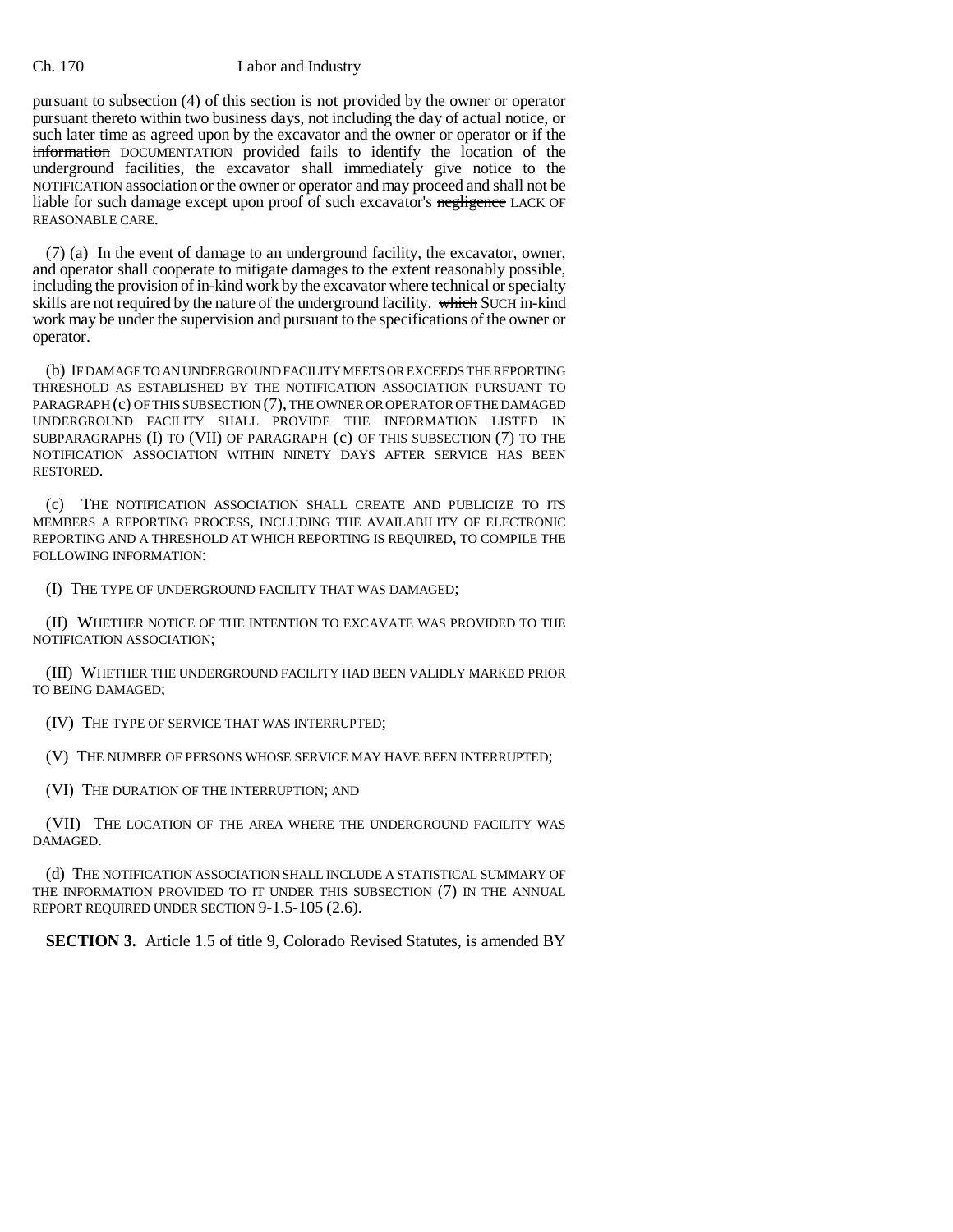pursuant to subsection (4) of this section is not provided by the owner or operator pursuant thereto within two business days, not including the day of actual notice, or such later time as agreed upon by the excavator and the owner or operator or if the ~~information~~ DOCUMENTATION provided fails to identify the location of the underground facilities, the excavator shall immediately give notice to the NOTIFICATION association or the owner or operator and may proceed and shall not be liable for such damage except upon proof of such excavator's ~~negligence~~ LACK OF REASONABLE CARE.

(7) (a) In the event of damage to an underground facility, the excavator, owner, and operator shall cooperate to mitigate damages to the extent reasonably possible, including the provision of in-kind work by the excavator where technical or specialty skills are not required by the nature of the underground facility. ~~which~~ SUCH in-kind work may be under the supervision and pursuant to the specifications of the owner or operator.

(b) IF DAMAGE TO AN UNDERGROUND FACILITY MEETS OR EXCEEDS THE REPORTING THRESHOLD AS ESTABLISHED BY THE NOTIFICATION ASSOCIATION PURSUANT TO PARAGRAPH (c) OF THIS SUBSECTION (7), THE OWNER OR OPERATOR OF THE DAMAGED UNDERGROUND FACILITY SHALL PROVIDE THE INFORMATION LISTED IN SUBPARAGRAPHS (I) TO (VII) OF PARAGRAPH (c) OF THIS SUBSECTION (7) TO THE NOTIFICATION ASSOCIATION WITHIN NINETY DAYS AFTER SERVICE HAS BEEN RESTORED.

(c) THE NOTIFICATION ASSOCIATION SHALL CREATE AND PUBLICIZE TO ITS MEMBERS A REPORTING PROCESS, INCLUDING THE AVAILABILITY OF ELECTRONIC REPORTING AND A THRESHOLD AT WHICH REPORTING IS REQUIRED, TO COMPILE THE FOLLOWING INFORMATION:

(I) THE TYPE OF UNDERGROUND FACILITY THAT WAS DAMAGED;

(II) WHETHER NOTICE OF THE INTENTION TO EXCAVATE WAS PROVIDED TO THE NOTIFICATION ASSOCIATION;

(III) WHETHER THE UNDERGROUND FACILITY HAD BEEN VALIDLY MARKED PRIOR TO BEING DAMAGED;

(IV) THE TYPE OF SERVICE THAT WAS INTERRUPTED;

(V) THE NUMBER OF PERSONS WHOSE SERVICE MAY HAVE BEEN INTERRUPTED;

(VI) THE DURATION OF THE INTERRUPTION; AND

(VII) THE LOCATION OF THE AREA WHERE THE UNDERGROUND FACILITY WAS DAMAGED.

(d) THE NOTIFICATION ASSOCIATION SHALL INCLUDE A STATISTICAL SUMMARY OF THE INFORMATION PROVIDED TO IT UNDER THIS SUBSECTION (7) IN THE ANNUAL REPORT REQUIRED UNDER SECTION 9-1.5-105 (2.6).

**SECTION 3.** Article 1.5 of title 9, Colorado Revised Statutes, is amended BY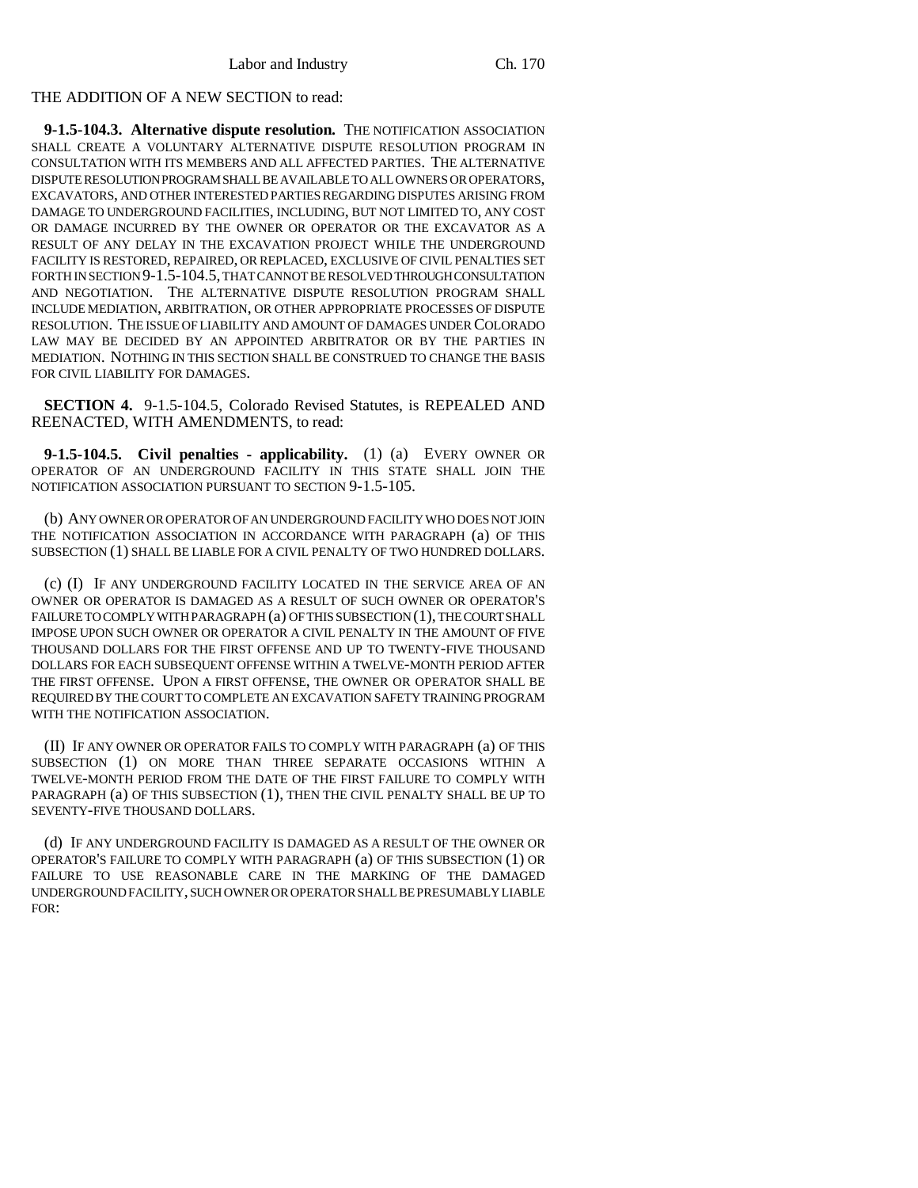THE ADDITION OF A NEW SECTION to read:

**9-1.5-104.3. Alternative dispute resolution.** THE NOTIFICATION ASSOCIATION SHALL CREATE A VOLUNTARY ALTERNATIVE DISPUTE RESOLUTION PROGRAM IN CONSULTATION WITH ITS MEMBERS AND ALL AFFECTED PARTIES. THE ALTERNATIVE DISPUTE RESOLUTION PROGRAM SHALL BE AVAILABLE TO ALL OWNERS OR OPERATORS, EXCAVATORS, AND OTHER INTERESTED PARTIES REGARDING DISPUTES ARISING FROM DAMAGE TO UNDERGROUND FACILITIES, INCLUDING, BUT NOT LIMITED TO, ANY COST OR DAMAGE INCURRED BY THE OWNER OR OPERATOR OR THE EXCAVATOR AS A RESULT OF ANY DELAY IN THE EXCAVATION PROJECT WHILE THE UNDERGROUND FACILITY IS RESTORED, REPAIRED, OR REPLACED, EXCLUSIVE OF CIVIL PENALTIES SET FORTH IN SECTION 9-1.5-104.5, THAT CANNOT BE RESOLVED THROUGH CONSULTATION AND NEGOTIATION. THE ALTERNATIVE DISPUTE RESOLUTION PROGRAM SHALL INCLUDE MEDIATION, ARBITRATION, OR OTHER APPROPRIATE PROCESSES OF DISPUTE RESOLUTION. THE ISSUE OF LIABILITY AND AMOUNT OF DAMAGES UNDER COLORADO LAW MAY BE DECIDED BY AN APPOINTED ARBITRATOR OR BY THE PARTIES IN MEDIATION. NOTHING IN THIS SECTION SHALL BE CONSTRUED TO CHANGE THE BASIS FOR CIVIL LIABILITY FOR DAMAGES.

**SECTION 4.** 9-1.5-104.5, Colorado Revised Statutes, is REPEALED AND REENACTED, WITH AMENDMENTS, to read:

**9-1.5-104.5. Civil penalties - applicability.** (1) (a) EVERY OWNER OR OPERATOR OF AN UNDERGROUND FACILITY IN THIS STATE SHALL JOIN THE NOTIFICATION ASSOCIATION PURSUANT TO SECTION 9-1.5-105.

(b) ANY OWNER OR OPERATOR OF AN UNDERGROUND FACILITY WHO DOES NOT JOIN THE NOTIFICATION ASSOCIATION IN ACCORDANCE WITH PARAGRAPH (a) OF THIS SUBSECTION (1) SHALL BE LIABLE FOR A CIVIL PENALTY OF TWO HUNDRED DOLLARS.

(c) (I) IF ANY UNDERGROUND FACILITY LOCATED IN THE SERVICE AREA OF AN OWNER OR OPERATOR IS DAMAGED AS A RESULT OF SUCH OWNER OR OPERATOR'S FAILURE TO COMPLY WITH PARAGRAPH (a) OF THIS SUBSECTION (1), THE COURT SHALL IMPOSE UPON SUCH OWNER OR OPERATOR A CIVIL PENALTY IN THE AMOUNT OF FIVE THOUSAND DOLLARS FOR THE FIRST OFFENSE AND UP TO TWENTY-FIVE THOUSAND DOLLARS FOR EACH SUBSEQUENT OFFENSE WITHIN A TWELVE-MONTH PERIOD AFTER THE FIRST OFFENSE. UPON A FIRST OFFENSE, THE OWNER OR OPERATOR SHALL BE REQUIRED BY THE COURT TO COMPLETE AN EXCAVATION SAFETY TRAINING PROGRAM WITH THE NOTIFICATION ASSOCIATION.

(II) IF ANY OWNER OR OPERATOR FAILS TO COMPLY WITH PARAGRAPH (a) OF THIS SUBSECTION (1) ON MORE THAN THREE SEPARATE OCCASIONS WITHIN A TWELVE-MONTH PERIOD FROM THE DATE OF THE FIRST FAILURE TO COMPLY WITH PARAGRAPH (a) OF THIS SUBSECTION (1), THEN THE CIVIL PENALTY SHALL BE UP TO SEVENTY-FIVE THOUSAND DOLLARS.

(d) IF ANY UNDERGROUND FACILITY IS DAMAGED AS A RESULT OF THE OWNER OR OPERATOR'S FAILURE TO COMPLY WITH PARAGRAPH (a) OF THIS SUBSECTION (1) OR FAILURE TO USE REASONABLE CARE IN THE MARKING OF THE DAMAGED UNDERGROUND FACILITY, SUCH OWNER OR OPERATOR SHALL BE PRESUMABLY LIABLE FOR: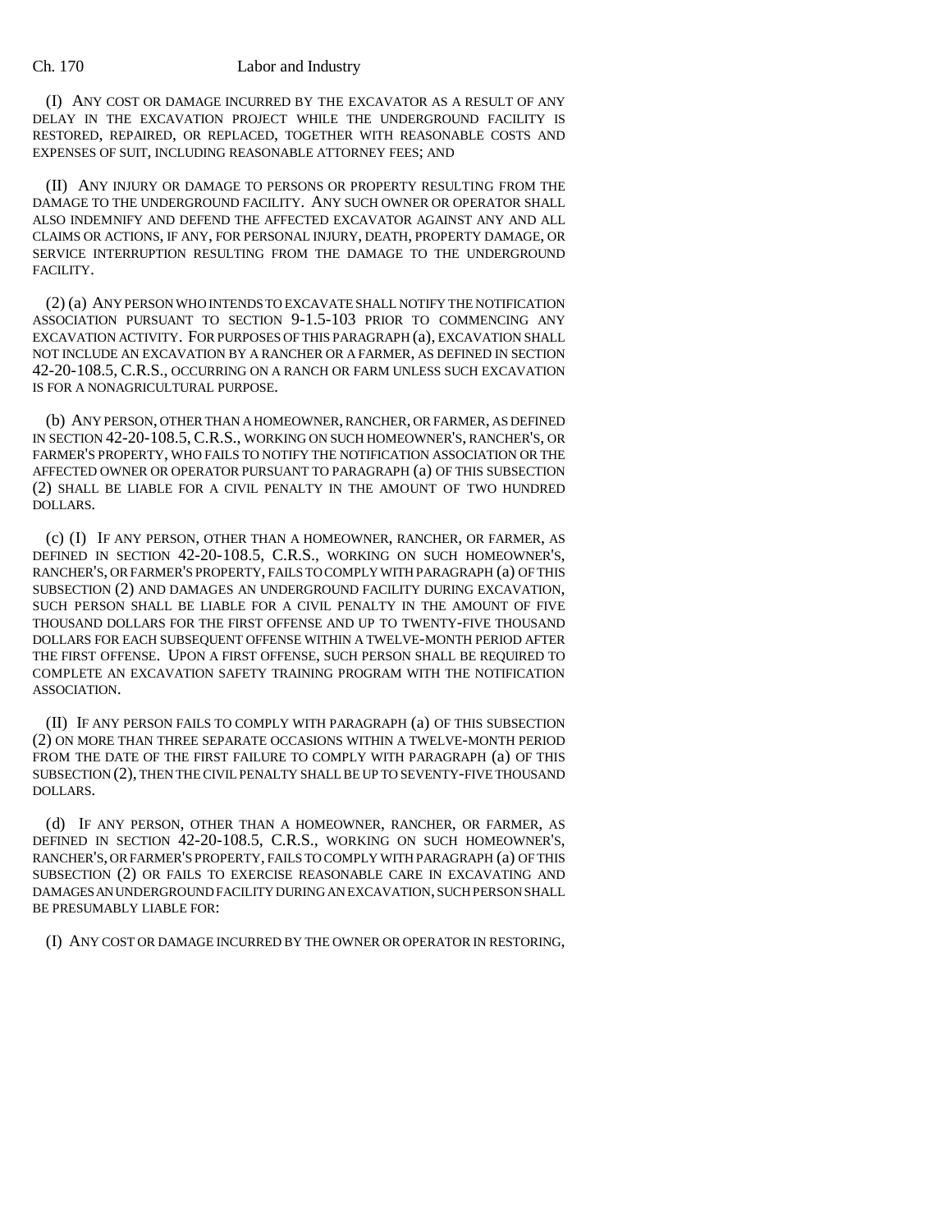(I) ANY COST OR DAMAGE INCURRED BY THE EXCAVATOR AS A RESULT OF ANY DELAY IN THE EXCAVATION PROJECT WHILE THE UNDERGROUND FACILITY IS RESTORED, REPAIRED, OR REPLACED, TOGETHER WITH REASONABLE COSTS AND EXPENSES OF SUIT, INCLUDING REASONABLE ATTORNEY FEES; AND

(II) ANY INJURY OR DAMAGE TO PERSONS OR PROPERTY RESULTING FROM THE DAMAGE TO THE UNDERGROUND FACILITY. ANY SUCH OWNER OR OPERATOR SHALL ALSO INDEMNIFY AND DEFEND THE AFFECTED EXCAVATOR AGAINST ANY AND ALL CLAIMS OR ACTIONS, IF ANY, FOR PERSONAL INJURY, DEATH, PROPERTY DAMAGE, OR SERVICE INTERRUPTION RESULTING FROM THE DAMAGE TO THE UNDERGROUND FACILITY.

(2) (a) ANY PERSON WHO INTENDS TO EXCAVATE SHALL NOTIFY THE NOTIFICATION ASSOCIATION PURSUANT TO SECTION 9-1.5-103 PRIOR TO COMMENCING ANY EXCAVATION ACTIVITY. FOR PURPOSES OF THIS PARAGRAPH (a), EXCAVATION SHALL NOT INCLUDE AN EXCAVATION BY A RANCHER OR A FARMER, AS DEFINED IN SECTION 42-20-108.5, C.R.S., OCCURRING ON A RANCH OR FARM UNLESS SUCH EXCAVATION IS FOR A NONAGRICULTURAL PURPOSE.

(b) ANY PERSON, OTHER THAN A HOMEOWNER, RANCHER, OR FARMER, AS DEFINED IN SECTION 42-20-108.5, C.R.S., WORKING ON SUCH HOMEOWNER'S, RANCHER'S, OR FARMER'S PROPERTY, WHO FAILS TO NOTIFY THE NOTIFICATION ASSOCIATION OR THE AFFECTED OWNER OR OPERATOR PURSUANT TO PARAGRAPH (a) OF THIS SUBSECTION (2) SHALL BE LIABLE FOR A CIVIL PENALTY IN THE AMOUNT OF TWO HUNDRED DOLLARS.

(c) (I) IF ANY PERSON, OTHER THAN A HOMEOWNER, RANCHER, OR FARMER, AS DEFINED IN SECTION 42-20-108.5, C.R.S., WORKING ON SUCH HOMEOWNER'S, RANCHER'S, OR FARMER'S PROPERTY, FAILS TO COMPLY WITH PARAGRAPH (a) OF THIS SUBSECTION (2) AND DAMAGES AN UNDERGROUND FACILITY DURING EXCAVATION, SUCH PERSON SHALL BE LIABLE FOR A CIVIL PENALTY IN THE AMOUNT OF FIVE THOUSAND DOLLARS FOR THE FIRST OFFENSE AND UP TO TWENTY-FIVE THOUSAND DOLLARS FOR EACH SUBSEQUENT OFFENSE WITHIN A TWELVE-MONTH PERIOD AFTER THE FIRST OFFENSE. UPON A FIRST OFFENSE, SUCH PERSON SHALL BE REQUIRED TO COMPLETE AN EXCAVATION SAFETY TRAINING PROGRAM WITH THE NOTIFICATION ASSOCIATION.

(II) IF ANY PERSON FAILS TO COMPLY WITH PARAGRAPH (a) OF THIS SUBSECTION (2) ON MORE THAN THREE SEPARATE OCCASIONS WITHIN A TWELVE-MONTH PERIOD FROM THE DATE OF THE FIRST FAILURE TO COMPLY WITH PARAGRAPH (a) OF THIS SUBSECTION (2), THEN THE CIVIL PENALTY SHALL BE UP TO SEVENTY-FIVE THOUSAND DOLLARS.

(d) IF ANY PERSON, OTHER THAN A HOMEOWNER, RANCHER, OR FARMER, AS DEFINED IN SECTION 42-20-108.5, C.R.S., WORKING ON SUCH HOMEOWNER'S, RANCHER'S, OR FARMER'S PROPERTY, FAILS TO COMPLY WITH PARAGRAPH (a) OF THIS SUBSECTION (2) OR FAILS TO EXERCISE REASONABLE CARE IN EXCAVATING AND DAMAGES AN UNDERGROUND FACILITY DURING AN EXCAVATION, SUCH PERSON SHALL BE PRESUMABLY LIABLE FOR:

(I) ANY COST OR DAMAGE INCURRED BY THE OWNER OR OPERATOR IN RESTORING,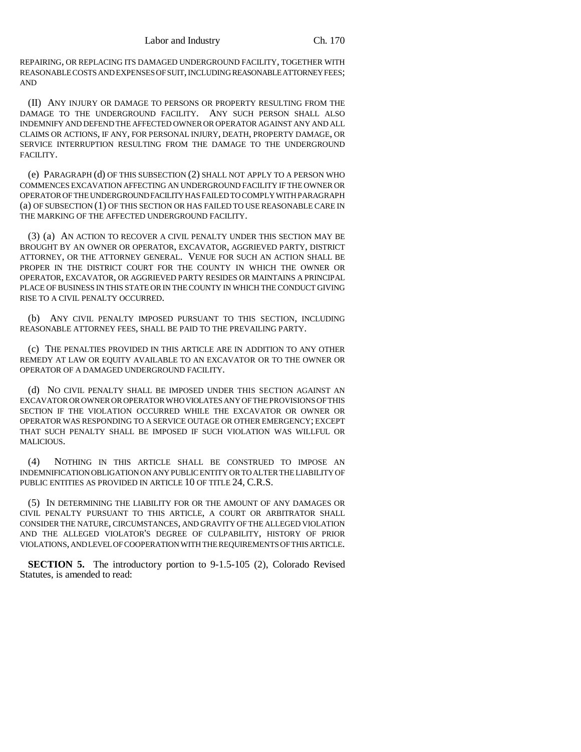REPAIRING, OR REPLACING ITS DAMAGED UNDERGROUND FACILITY, TOGETHER WITH REASONABLE COSTS AND EXPENSES OF SUIT, INCLUDING REASONABLE ATTORNEY FEES; AND

(II) ANY INJURY OR DAMAGE TO PERSONS OR PROPERTY RESULTING FROM THE DAMAGE TO THE UNDERGROUND FACILITY. ANY SUCH PERSON SHALL ALSO INDEMNIFY AND DEFEND THE AFFECTED OWNER OR OPERATOR AGAINST ANY AND ALL CLAIMS OR ACTIONS, IF ANY, FOR PERSONAL INJURY, DEATH, PROPERTY DAMAGE, OR SERVICE INTERRUPTION RESULTING FROM THE DAMAGE TO THE UNDERGROUND FACILITY.

(e) PARAGRAPH (d) OF THIS SUBSECTION (2) SHALL NOT APPLY TO A PERSON WHO COMMENCES EXCAVATION AFFECTING AN UNDERGROUND FACILITY IF THE OWNER OR OPERATOR OF THE UNDERGROUND FACILITY HAS FAILED TO COMPLY WITH PARAGRAPH (a) OF SUBSECTION (1) OF THIS SECTION OR HAS FAILED TO USE REASONABLE CARE IN THE MARKING OF THE AFFECTED UNDERGROUND FACILITY.

(3) (a) AN ACTION TO RECOVER A CIVIL PENALTY UNDER THIS SECTION MAY BE BROUGHT BY AN OWNER OR OPERATOR, EXCAVATOR, AGGRIEVED PARTY, DISTRICT ATTORNEY, OR THE ATTORNEY GENERAL. VENUE FOR SUCH AN ACTION SHALL BE PROPER IN THE DISTRICT COURT FOR THE COUNTY IN WHICH THE OWNER OR OPERATOR, EXCAVATOR, OR AGGRIEVED PARTY RESIDES OR MAINTAINS A PRINCIPAL PLACE OF BUSINESS IN THIS STATE OR IN THE COUNTY IN WHICH THE CONDUCT GIVING RISE TO A CIVIL PENALTY OCCURRED.

(b) ANY CIVIL PENALTY IMPOSED PURSUANT TO THIS SECTION, INCLUDING REASONABLE ATTORNEY FEES, SHALL BE PAID TO THE PREVAILING PARTY.

(c) THE PENALTIES PROVIDED IN THIS ARTICLE ARE IN ADDITION TO ANY OTHER REMEDY AT LAW OR EQUITY AVAILABLE TO AN EXCAVATOR OR TO THE OWNER OR OPERATOR OF A DAMAGED UNDERGROUND FACILITY.

(d) NO CIVIL PENALTY SHALL BE IMPOSED UNDER THIS SECTION AGAINST AN EXCAVATOR OR OWNER OR OPERATOR WHO VIOLATES ANY OF THE PROVISIONS OF THIS SECTION IF THE VIOLATION OCCURRED WHILE THE EXCAVATOR OR OWNER OR OPERATOR WAS RESPONDING TO A SERVICE OUTAGE OR OTHER EMERGENCY; EXCEPT THAT SUCH PENALTY SHALL BE IMPOSED IF SUCH VIOLATION WAS WILLFUL OR MALICIOUS.

(4) NOTHING IN THIS ARTICLE SHALL BE CONSTRUED TO IMPOSE AN INDEMNIFICATION OBLIGATION ON ANY PUBLIC ENTITY OR TO ALTER THE LIABILITY OF PUBLIC ENTITIES AS PROVIDED IN ARTICLE 10 OF TITLE 24, C.R.S.

(5) IN DETERMINING THE LIABILITY FOR OR THE AMOUNT OF ANY DAMAGES OR CIVIL PENALTY PURSUANT TO THIS ARTICLE, A COURT OR ARBITRATOR SHALL CONSIDER THE NATURE, CIRCUMSTANCES, AND GRAVITY OF THE ALLEGED VIOLATION AND THE ALLEGED VIOLATOR'S DEGREE OF CULPABILITY, HISTORY OF PRIOR VIOLATIONS, AND LEVEL OF COOPERATION WITH THE REQUIREMENTS OF THIS ARTICLE.

**SECTION 5.** The introductory portion to 9-1.5-105 (2), Colorado Revised Statutes, is amended to read: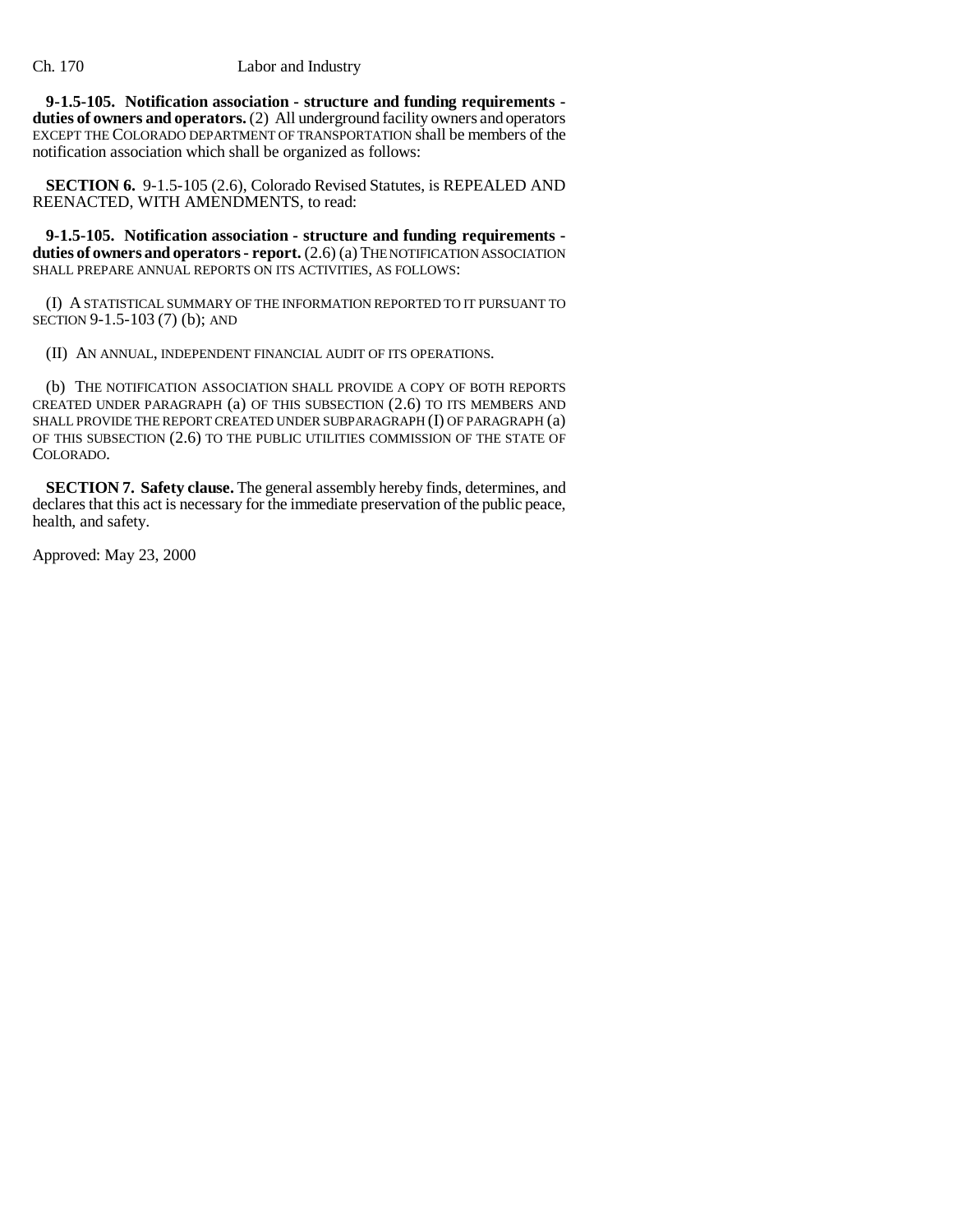**9-1.5-105. Notification association - structure and funding requirements - duties of owners and operators.** (2) All underground facility owners and operators EXCEPT THE COLORADO DEPARTMENT OF TRANSPORTATION shall be members of the notification association which shall be organized as follows:

**SECTION 6.** 9-1.5-105 (2.6), Colorado Revised Statutes, is REPEALED AND REENACTED, WITH AMENDMENTS, to read:

**9-1.5-105. Notification association - structure and funding requirements - duties of owners and operators - report.** (2.6) (a) THE NOTIFICATION ASSOCIATION SHALL PREPARE ANNUAL REPORTS ON ITS ACTIVITIES, AS FOLLOWS:

(I) A STATISTICAL SUMMARY OF THE INFORMATION REPORTED TO IT PURSUANT TO SECTION 9-1.5-103 (7) (b); AND

(II) AN ANNUAL, INDEPENDENT FINANCIAL AUDIT OF ITS OPERATIONS.

(b) THE NOTIFICATION ASSOCIATION SHALL PROVIDE A COPY OF BOTH REPORTS CREATED UNDER PARAGRAPH (a) OF THIS SUBSECTION (2.6) TO ITS MEMBERS AND SHALL PROVIDE THE REPORT CREATED UNDER SUBPARAGRAPH (I) OF PARAGRAPH (a) OF THIS SUBSECTION (2.6) TO THE PUBLIC UTILITIES COMMISSION OF THE STATE OF COLORADO.

**SECTION 7. Safety clause.** The general assembly hereby finds, determines, and declares that this act is necessary for the immediate preservation of the public peace, health, and safety.

Approved: May 23, 2000